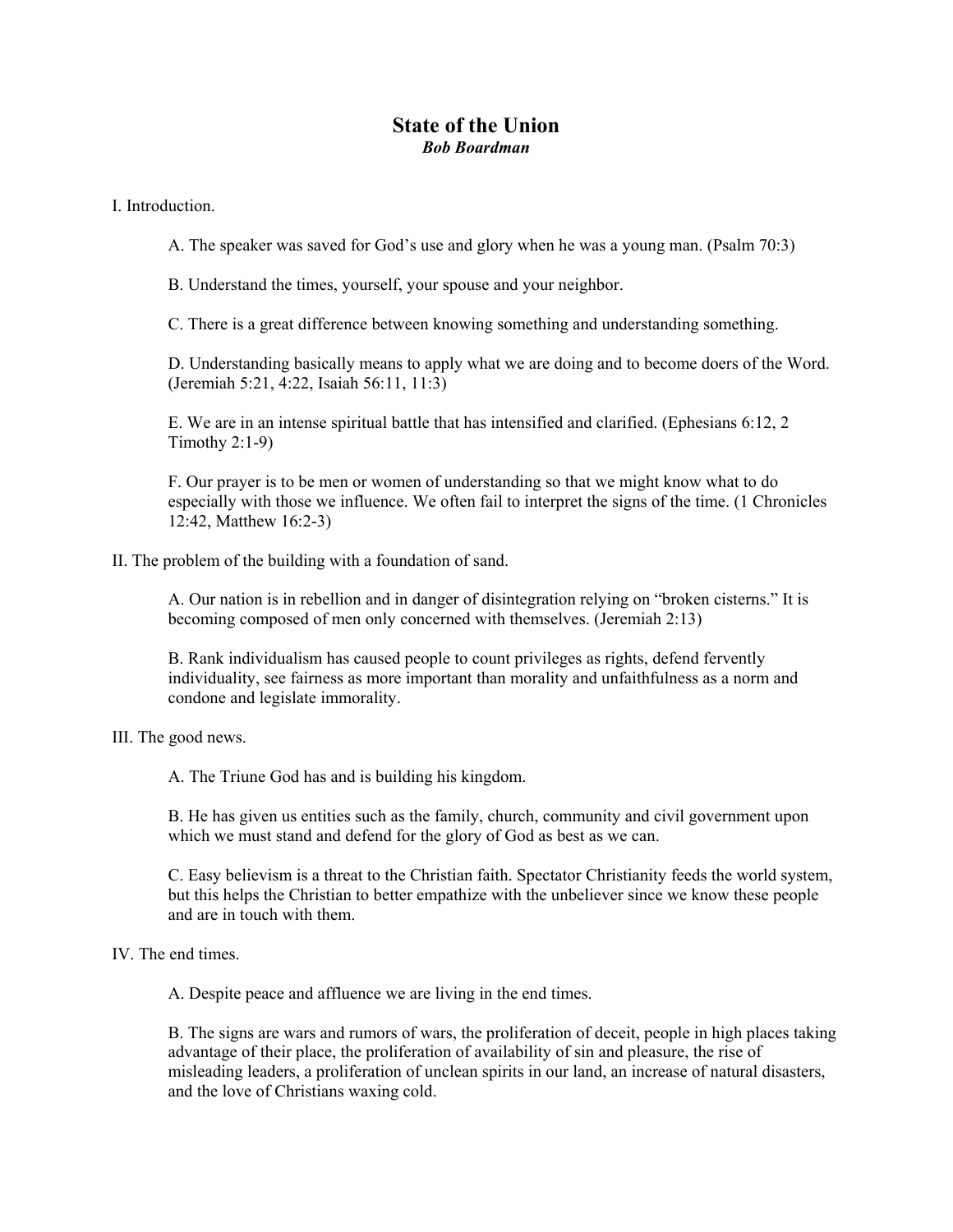# State of the Union

***Bob Boardman***

I. Introduction.

A. The speaker was saved for God's use and glory when he was a young man. (Psalm 70:3)

B. Understand the times, yourself, your spouse and your neighbor.

C. There is a great difference between knowing something and understanding something.

D. Understanding basically means to apply what we are doing and to become doers of the Word. (Jeremiah 5:21, 4:22, Isaiah 56:11, 11:3)

E. We are in an intense spiritual battle that has intensified and clarified. (Ephesians 6:12, 2 Timothy 2:1-9)

F. Our prayer is to be men or women of understanding so that we might know what to do especially with those we influence. We often fail to interpret the signs of the time. (1 Chronicles 12:42, Matthew 16:2-3)

II. The problem of the building with a foundation of sand.

A. Our nation is in rebellion and in danger of disintegration relying on "broken cisterns." It is becoming composed of men only concerned with themselves. (Jeremiah 2:13)

B. Rank individualism has caused people to count privileges as rights, defend fervently individuality, see fairness as more important than morality and unfaithfulness as a norm and condone and legislate immorality.

III. The good news.

A. The Triune God has and is building his kingdom.

B. He has given us entities such as the family, church, community and civil government upon which we must stand and defend for the glory of God as best as we can.

C. Easy believism is a threat to the Christian faith. Spectator Christianity feeds the world system, but this helps the Christian to better empathize with the unbeliever since we know these people and are in touch with them.

IV. The end times.

A. Despite peace and affluence we are living in the end times.

B. The signs are wars and rumors of wars, the proliferation of deceit, people in high places taking advantage of their place, the proliferation of availability of sin and pleasure, the rise of misleading leaders, a proliferation of unclean spirits in our land, an increase of natural disasters, and the love of Christians waxing cold.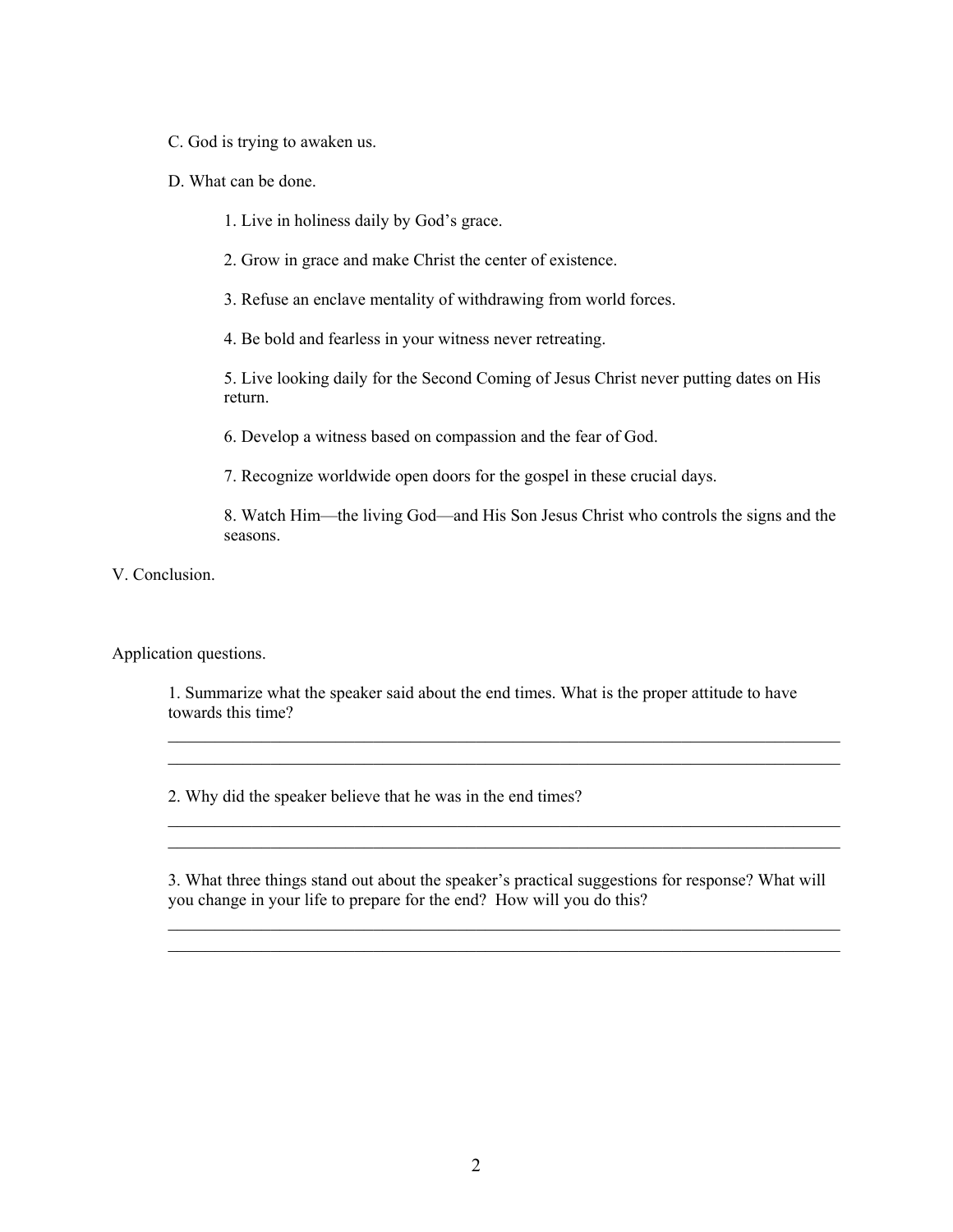C. God is trying to awaken us.

D. What can be done.

1. Live in holiness daily by God's grace.

2. Grow in grace and make Christ the center of existence.

3. Refuse an enclave mentality of withdrawing from world forces.

4. Be bold and fearless in your witness never retreating.

5. Live looking daily for the Second Coming of Jesus Christ never putting dates on His return.

6. Develop a witness based on compassion and the fear of God.

7. Recognize worldwide open doors for the gospel in these crucial days.

8. Watch Him—the living God—and His Son Jesus Christ who controls the signs and the seasons.

V. Conclusion.

Application questions.

1. Summarize what the speaker said about the end times. What is the proper attitude to have towards this time?

______________________________________________________________________________
______________________________________________________________________________

2. Why did the speaker believe that he was in the end times?

______________________________________________________________________________
______________________________________________________________________________

3. What three things stand out about the speaker's practical suggestions for response? What will you change in your life to prepare for the end? How will you do this?

______________________________________________________________________________
______________________________________________________________________________